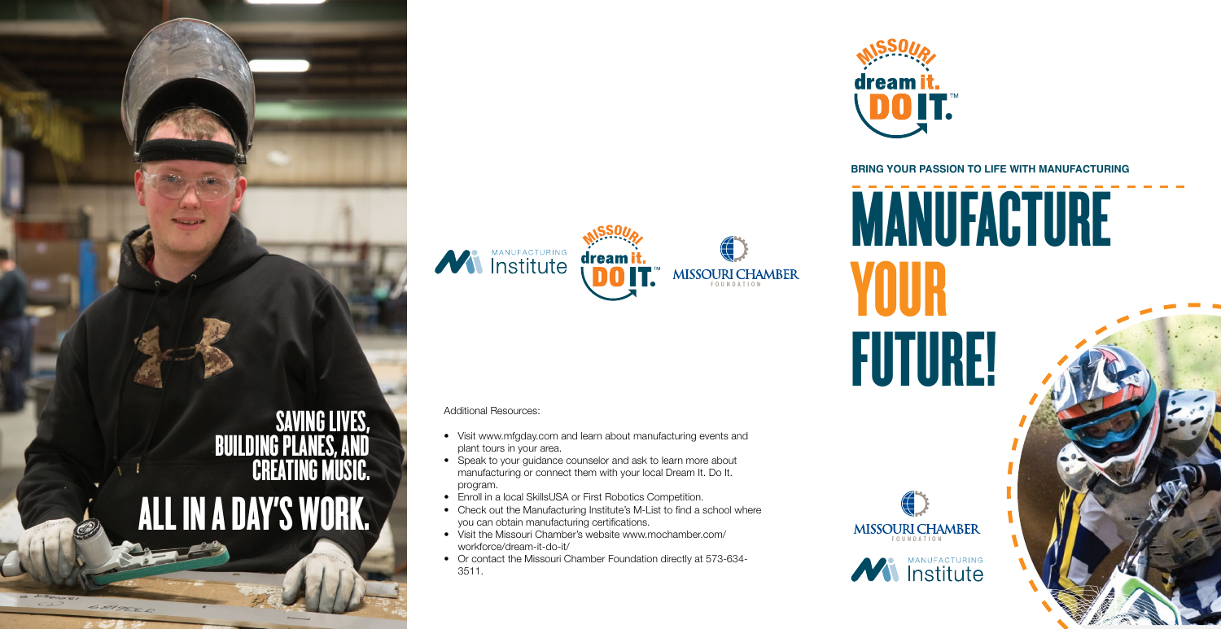# SAVING LIVES, BUILDING PLANES, AND CREATING MUSIC.

# ALL IN A DAY'S WORK.

Additional Resources:

- Visit www.mfgday.com and learn about manufacturing events and plant tours in your area.
- Speak to your guidance counselor and ask to learn more about manufacturing or connect them with your local Dream It. Do It. program.
- Enroll in a local SkillsUSA or First Robotics Competition.
- Check out the Manufacturing Institute's M-List to find a school where you can obtain manufacturing certifications.
- Visit the Missouri Chamber's website www.mochamber.com/workforce/dream-it-do-it/
- Or contact the Missouri Chamber Foundation directly at 573-634-3511.

Manufacturing Institute | Missouri Dream It. Do It.™ | Missouri Chamber Foundation

Missouri Dream It. Do It.™

**BRING YOUR PASSION TO LIFE WITH MANUFACTURING**

# MANUFACTURE YOUR FUTURE!

Missouri Chamber Foundation

Manufacturing Institute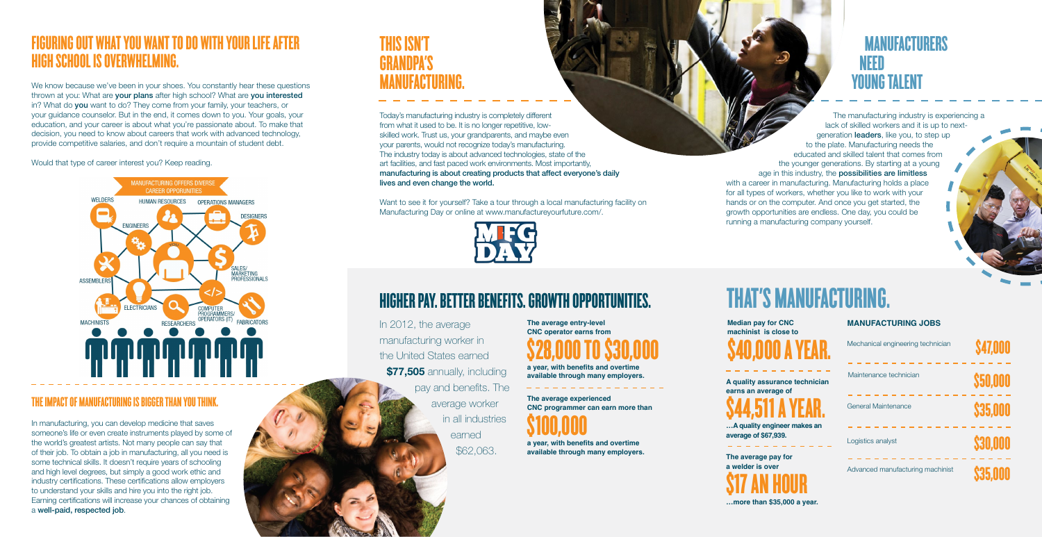# FIGURING OUT WHAT YOU WANT TO DO WITH YOUR LIFE AFTER HIGH SCHOOL IS OVERWHELMING.

We know because we've been in your shoes. You constantly hear these questions thrown at you: What are **your plans** after high school? What are **you interested** in? What do **you** want to do? They come from your family, your teachers, or your guidance counselor. But in the end, it comes down to you. Your goals, your education, and your career is about what you're passionate about. To make that decision, you need to know about careers that work with advanced technology, provide competitive salaries, and don't require a mountain of student debt.

Would that type of career interest you? Keep reading.

MANUFACTURING OFFERS DIVERSE CAREER OPPORTUNITIES

WELDERS
HUMAN RESOURCES
OPERATIONS MANAGERS
DESIGNERS
ENGINEERS
YOU
SALES/ MARKETING PROFESSIONALS
ASSEMBLERS
ELECTRICIANS
COMPUTER PROGRAMMERS/ OPERATORS (IT)
MACHINISTS
RESEARCHERS
FABRICATORS

## THE IMPACT OF MANUFACTURING IS BIGGER THAN YOU THINK.

In manufacturing, you can develop medicine that saves someone's life or even create instruments played by some of the world's greatest artists. Not many people can say that of their job. To obtain a job in manufacturing, all you need is some technical skills. It doesn't require years of schooling and high level degrees, but simply a good work ethic and industry certifications. These certifications allow employers to understand your skills and hire you into the right job. Earning certifications will increase your chances of obtaining a **well-paid, respected job**.

# THIS ISN'T GRANDPA'S MANUFACTURING.

Today's manufacturing industry is completely different from what it used to be. It is no longer repetitive, low-skilled work. Trust us, your grandparents, and maybe even your parents, would not recognize today's manufacturing. The industry today is about advanced technologies, state of the art facilities, and fast paced work environments. Most importantly, **manufacturing is about creating products that affect everyone's daily lives and even change the world.**

Want to see it for yourself? Take a tour through a local manufacturing facility on Manufacturing Day or online at www.manufactureyourfuture.com/.

MFG DAY

# MANUFACTURERS NEED YOUNG TALENT

The manufacturing industry is experiencing a lack of skilled workers and it is up to next-generation **leaders**, like you, to step up to the plate. Manufacturing needs the educated and skilled talent that comes from the younger generations. By starting at a young age in this industry, the **possibilities are limitless** with a career in manufacturing. Manufacturing holds a place for all types of workers, whether you like to work with your hands or on the computer. And once you get started, the growth opportunities are endless. One day, you could be running a manufacturing company yourself.

# HIGHER PAY. BETTER BENEFITS. GROWTH OPPORTUNITIES.

In 2012, the average manufacturing worker in the United States earned **$77,505** annually, including pay and benefits. The average worker in all industries earned $62,063.

**The average entry-level CNC operator earns from**

## $28,000 TO $30,000

**a year, with benefits and overtime available through many employers.**

**The average experienced CNC programmer can earn more than**

## $100,000

**a year, with benefits and overtime available through many employers.**

# THAT'S MANUFACTURING.

**Median pay for CNC machinist is close to**

## $40,000 A YEAR.

**A quality assurance technician earns an average of**

## $44,511 A YEAR.

**…A quality engineer makes an average of $67,939.**

**The average pay for a welder is over**

## $17 AN HOUR

**…more than $35,000 a year.**

| MANUFACTURING JOBS | |
|---|---|
| Mechanical engineering technician | $47,000 |
| Maintenance technician | $50,000 |
| General Maintenance | $35,000 |
| Logistics analyst | $30,000 |
| Advanced manufacturing machinist | $35,000 |